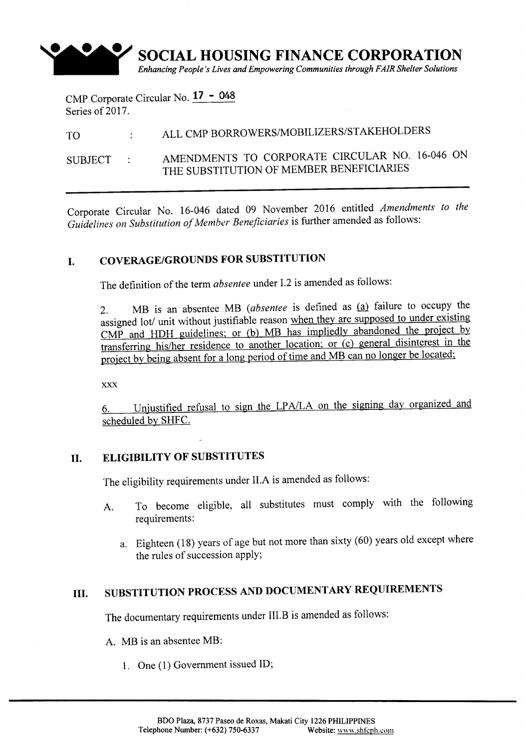# SOCIAL HOUSING FINANCE CORPORATION

*Enhancing People's Lives and Empowering Communities through FAIR Shelter Solutions*

CMP Corporate Circular No. 17 - 048
Series of 2017.

TO : ALL CMP BORROWERS/MOBILIZERS/STAKEHOLDERS

SUBJECT : AMENDMENTS TO CORPORATE CIRCULAR NO. 16-046 ON THE SUBSTITUTION OF MEMBER BENEFICIARIES

---

Corporate Circular No. 16-046 dated 09 November 2016 entitled *Amendments to the Guidelines on Substitution of Member Beneficiaries* is further amended as follows:

## I. COVERAGE/GROUNDS FOR SUBSTITUTION

The definition of the term *absentee* under I.2 is amended as follows:

2. MB is an absentee MB (*absentee* is defined as (a) failure to occupy the assigned lot/ unit without justifiable reason when they are supposed to under existing CMP and HDH guidelines; or (b) MB has impliedly abandoned the project by transferring his/her residence to another location; or (c) general disinterest in the project by being absent for a long period of time and MB can no longer be located;

xxx

6. Unjustified refusal to sign the LPA/LA on the signing day organized and scheduled by SHFC.

## II. ELIGIBILITY OF SUBSTITUTES

The eligibility requirements under II.A is amended as follows:

A. To become eligible, all substitutes must comply with the following requirements:

   a. Eighteen (18) years of age but not more than sixty (60) years old except where the rules of succession apply;

## III. SUBSTITUTION PROCESS AND DOCUMENTARY REQUIREMENTS

The documentary requirements under III.B is amended as follows:

A. MB is an absentee MB:

   1. One (1) Government issued ID;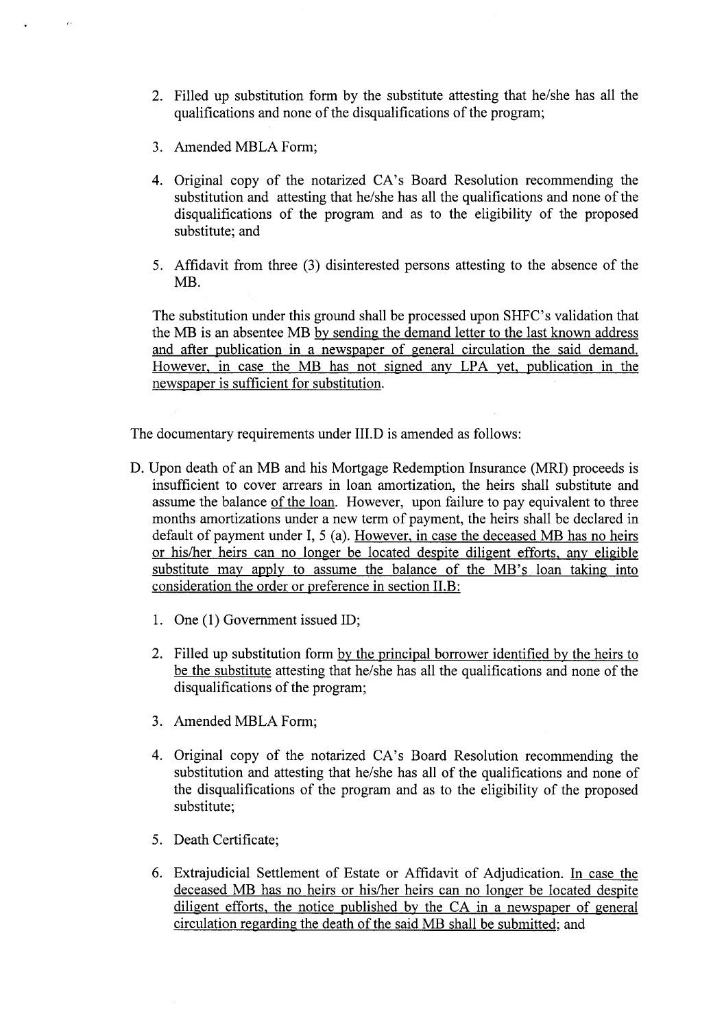2. Filled up substitution form by the substitute attesting that he/she has all the qualifications and none of the disqualifications of the program;

3. Amended MBLA Form;

4. Original copy of the notarized CA's Board Resolution recommending the substitution and attesting that he/she has all the qualifications and none of the disqualifications of the program and as to the eligibility of the proposed substitute; and

5. Affidavit from three (3) disinterested persons attesting to the absence of the MB.

The substitution under this ground shall be processed upon SHFC's validation that the MB is an absentee MB <u>by sending the demand letter to the last known address and after publication in a newspaper of general circulation the said demand. However, in case the MB has not signed any LPA yet, publication in the newspaper is sufficient for substitution.</u>

The documentary requirements under III.D is amended as follows:

D. Upon death of an MB and his Mortgage Redemption Insurance (MRI) proceeds is insufficient to cover arrears in loan amortization, the heirs shall substitute and assume the balance <u>of the loan</u>. However, upon failure to pay equivalent to three months amortizations under a new term of payment, the heirs shall be declared in default of payment under I, 5 (a). <u>However, in case the deceased MB has no heirs or his/her heirs can no longer be located despite diligent efforts, any eligible substitute may apply to assume the balance of the MB's loan taking into consideration the order or preference in section II.B:</u>

1. One (1) Government issued ID;

2. Filled up substitution form <u>by the principal borrower identified by the heirs to be the substitute</u> attesting that he/she has all the qualifications and none of the disqualifications of the program;

3. Amended MBLA Form;

4. Original copy of the notarized CA's Board Resolution recommending the substitution and attesting that he/she has all of the qualifications and none of the disqualifications of the program and as to the eligibility of the proposed substitute;

5. Death Certificate;

6. Extrajudicial Settlement of Estate or Affidavit of Adjudication. <u>In case the deceased MB has no heirs or his/her heirs can no longer be located despite diligent efforts, the notice published by the CA in a newspaper of general circulation regarding the death of the said MB shall be submitted</u>; and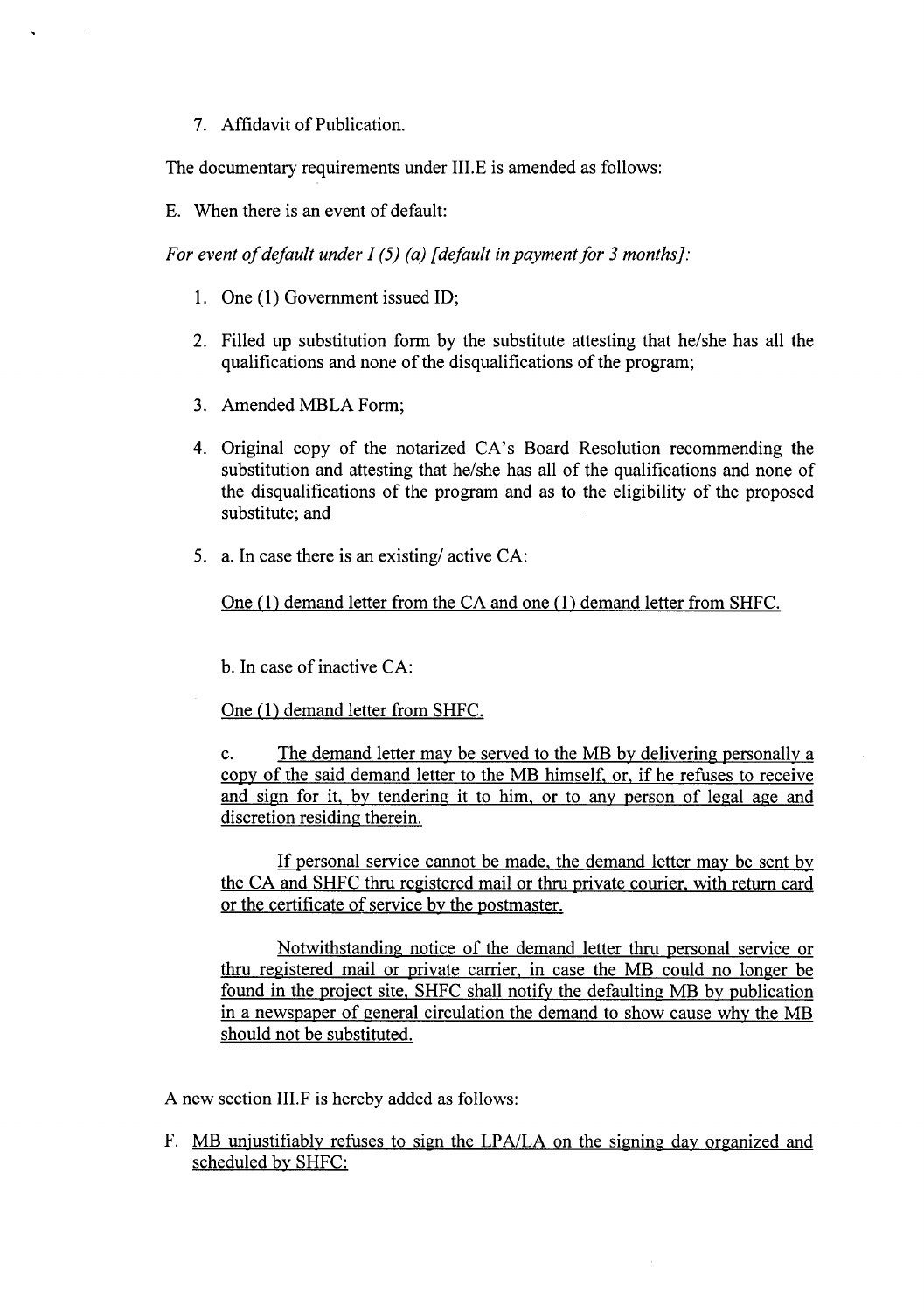7. Affidavit of Publication.

The documentary requirements under III.E is amended as follows:

E. When there is an event of default:

*For event of default under I (5) (a) [default in payment for 3 months]:*

1. One (1) Government issued ID;

2. Filled up substitution form by the substitute attesting that he/she has all the qualifications and none of the disqualifications of the program;

3. Amended MBLA Form;

4. Original copy of the notarized CA's Board Resolution recommending the substitution and attesting that he/she has all of the qualifications and none of the disqualifications of the program and as to the eligibility of the proposed substitute; and

5. a. In case there is an existing/ active CA:

   <u>One (1) demand letter from the CA and one (1) demand letter from SHFC.</u>

   b. In case of inactive CA:

   <u>One (1) demand letter from SHFC.</u>

   c. <u>The demand letter may be served to the MB by delivering personally a copy of the said demand letter to the MB himself, or, if he refuses to receive and sign for it, by tendering it to him, or to any person of legal age and discretion residing therein.</u>

   <u>If personal service cannot be made, the demand letter may be sent by the CA and SHFC thru registered mail or thru private courier, with return card or the certificate of service by the postmaster.</u>

   <u>Notwithstanding notice of the demand letter thru personal service or thru registered mail or private carrier, in case the MB could no longer be found in the project site, SHFC shall notify the defaulting MB by publication in a newspaper of general circulation the demand to show cause why the MB should not be substituted.</u>

A new section III.F is hereby added as follows:

F. <u>MB unjustifiably refuses to sign the LPA/LA on the signing day organized and scheduled by SHFC:</u>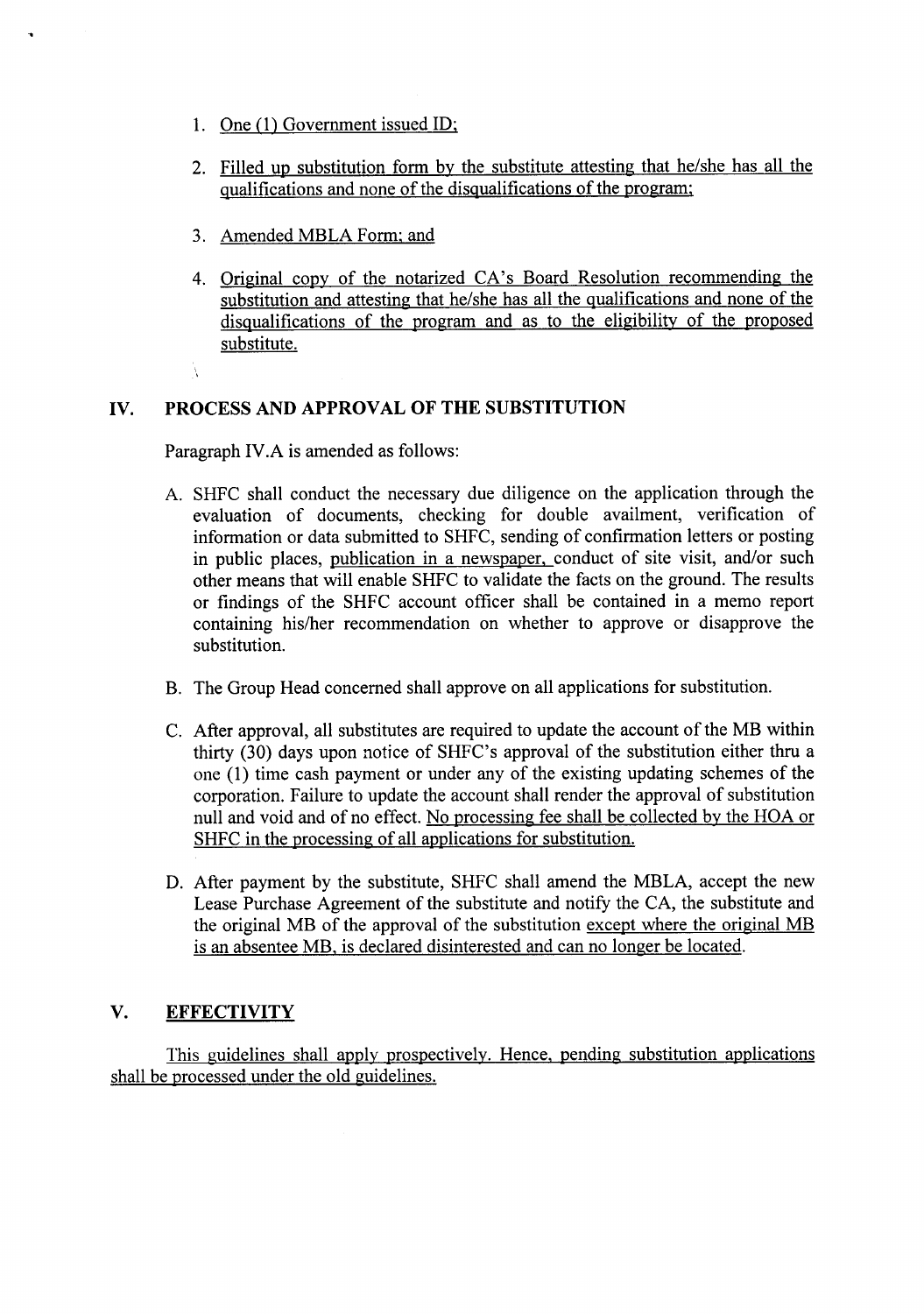1. One (1) Government issued ID;

2. Filled up substitution form by the substitute attesting that he/she has all the qualifications and none of the disqualifications of the program;

3. Amended MBLA Form; and

4. Original copy of the notarized CA's Board Resolution recommending the substitution and attesting that he/she has all the qualifications and none of the disqualifications of the program and as to the eligibility of the proposed substitute.

## IV. PROCESS AND APPROVAL OF THE SUBSTITUTION

Paragraph IV.A is amended as follows:

A. SHFC shall conduct the necessary due diligence on the application through the evaluation of documents, checking for double availment, verification of information or data submitted to SHFC, sending of confirmation letters or posting in public places, publication in a newspaper, conduct of site visit, and/or such other means that will enable SHFC to validate the facts on the ground. The results or findings of the SHFC account officer shall be contained in a memo report containing his/her recommendation on whether to approve or disapprove the substitution.

B. The Group Head concerned shall approve on all applications for substitution.

C. After approval, all substitutes are required to update the account of the MB within thirty (30) days upon notice of SHFC's approval of the substitution either thru a one (1) time cash payment or under any of the existing updating schemes of the corporation. Failure to update the account shall render the approval of substitution null and void and of no effect. No processing fee shall be collected by the HOA or SHFC in the processing of all applications for substitution.

D. After payment by the substitute, SHFC shall amend the MBLA, accept the new Lease Purchase Agreement of the substitute and notify the CA, the substitute and the original MB of the approval of the substitution except where the original MB is an absentee MB, is declared disinterested and can no longer be located.

## V. EFFECTIVITY

This guidelines shall apply prospectively. Hence, pending substitution applications shall be processed under the old guidelines.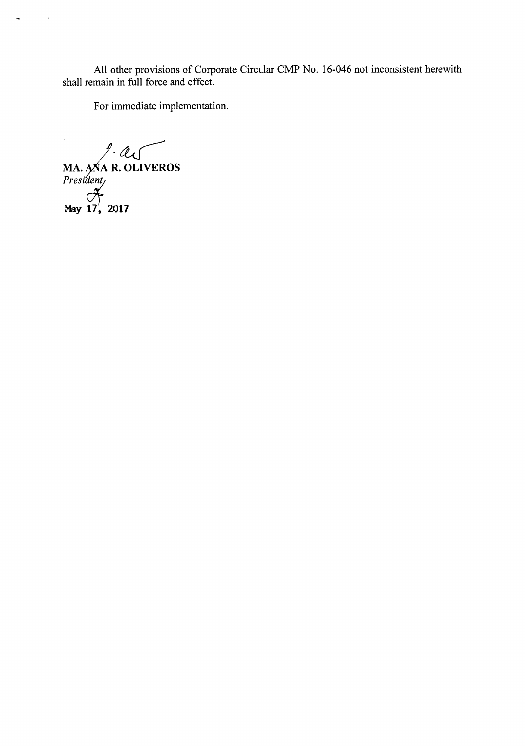All other provisions of Corporate Circular CMP No. 16-046 not inconsistent herewith shall remain in full force and effect.

For immediate implementation.

**MA. ANA R. OLIVEROS**
*President*

May 17, 2017